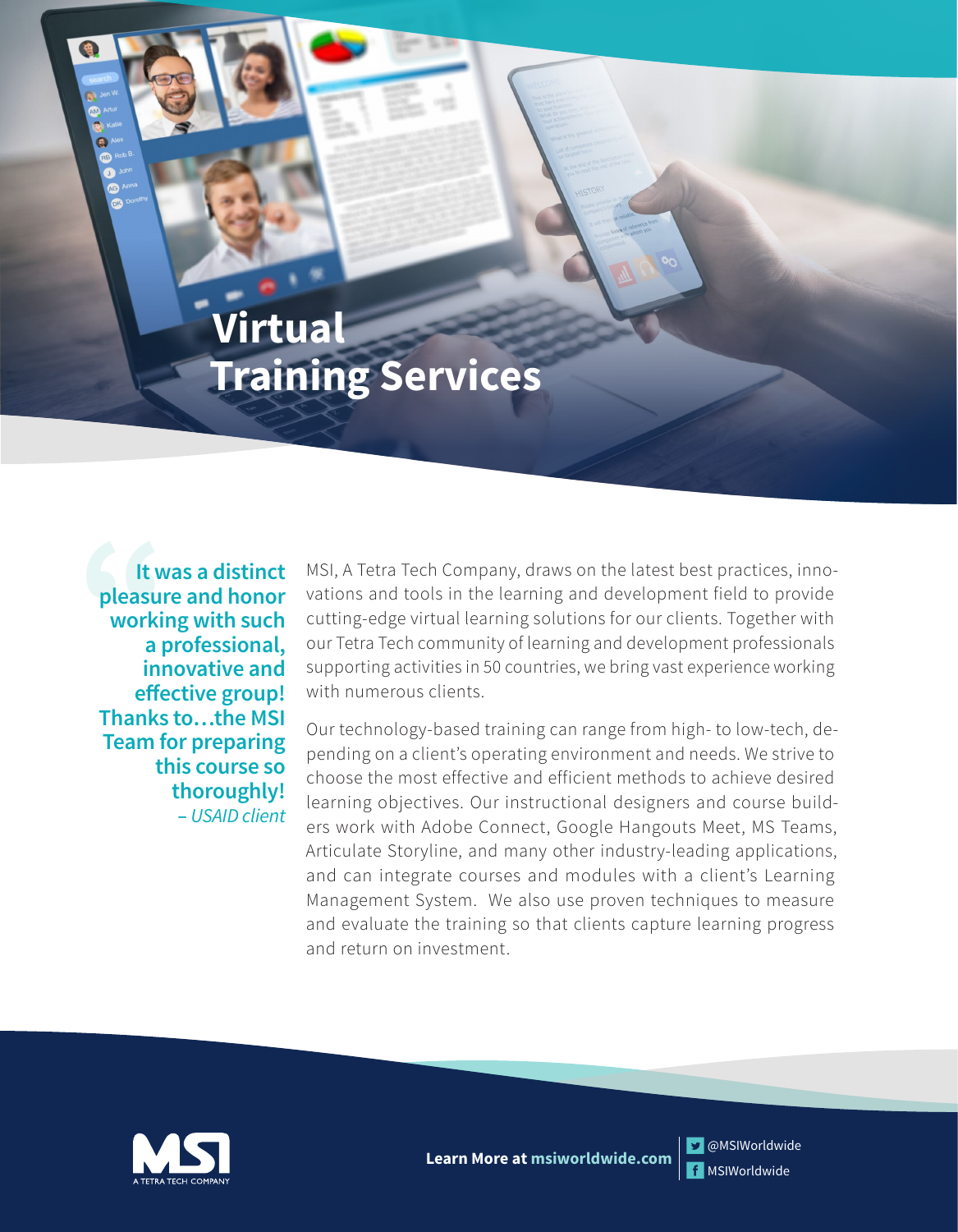# Virtual Training Services

> **It was a distinct pleasure and honor working with such a professional, innovative and effective group! Thanks to…the MSI Team for preparing this course so thoroughly!**
> *– USAID client*

MSI, A Tetra Tech Company, draws on the latest best practices, innovations and tools in the learning and development field to provide cutting-edge virtual learning solutions for our clients. Together with our Tetra Tech community of learning and development professionals supporting activities in 50 countries, we bring vast experience working with numerous clients.

Our technology-based training can range from high- to low-tech, depending on a client's operating environment and needs. We strive to choose the most effective and efficient methods to achieve desired learning objectives. Our instructional designers and course builders work with Adobe Connect, Google Hangouts Meet, MS Teams, Articulate Storyline, and many other industry-leading applications, and can integrate courses and modules with a client's Learning Management System. We also use proven techniques to measure and evaluate the training so that clients capture learning progress and return on investment.

MSI
A TETRA TECH COMPANY

**Learn More at msiworldwide.com**

@MSIWorldwide
MSIWorldwide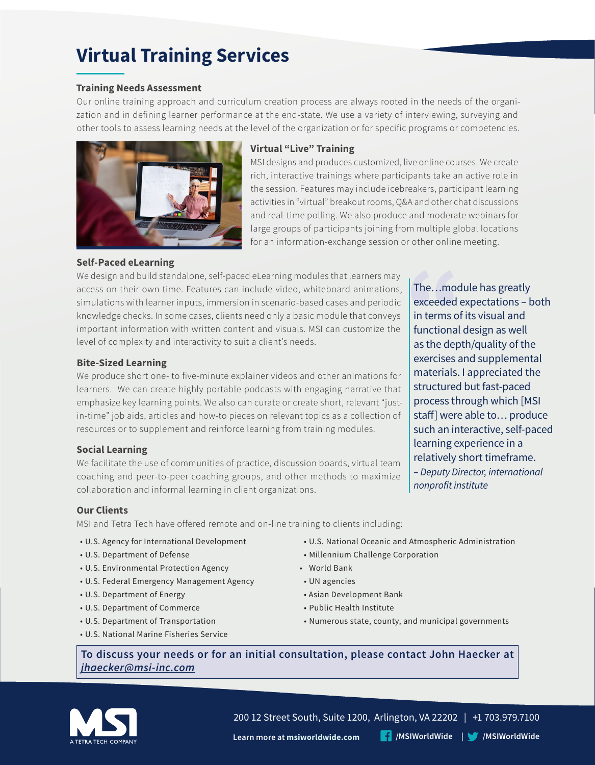# Virtual Training Services

### Training Needs Assessment

Our online training approach and curriculum creation process are always rooted in the needs of the organization and in defining learner performance at the end-state. We use a variety of interviewing, surveying and other tools to assess learning needs at the level of the organization or for specific programs or competencies.

### Virtual "Live" Training

MSI designs and produces customized, live online courses. We create rich, interactive trainings where participants take an active role in the session. Features may include icebreakers, participant learning activities in "virtual" breakout rooms, Q&A and other chat discussions and real-time polling. We also produce and moderate webinars for large groups of participants joining from multiple global locations for an information-exchange session or other online meeting.

### Self-Paced eLearning

We design and build standalone, self-paced eLearning modules that learners may access on their own time. Features can include video, whiteboard animations, simulations with learner inputs, immersion in scenario-based cases and periodic knowledge checks. In some cases, clients need only a basic module that conveys important information with written content and visuals. MSI can customize the level of complexity and interactivity to suit a client's needs.

### Bite-Sized Learning

We produce short one- to five-minute explainer videos and other animations for learners. We can create highly portable podcasts with engaging narrative that emphasize key learning points. We also can curate or create short, relevant "just-in-time" job aids, articles and how-to pieces on relevant topics as a collection of resources or to supplement and reinforce learning from training modules.

### Social Learning

We facilitate the use of communities of practice, discussion boards, virtual team coaching and peer-to-peer coaching groups, and other methods to maximize collaboration and informal learning in client organizations.

> The…module has greatly exceeded expectations – both in terms of its visual and functional design as well as the depth/quality of the exercises and supplemental materials. I appreciated the structured but fast-paced process through which [MSI staff] were able to… produce such an interactive, self-paced learning experience in a relatively short timeframe.
> *– Deputy Director, international nonprofit institute*

### Our Clients

MSI and Tetra Tech have offered remote and on-line training to clients including:

- U.S. Agency for International Development
- U.S. Department of Defense
- U.S. Environmental Protection Agency
- U.S. Federal Emergency Management Agency
- U.S. Department of Energy
- U.S. Department of Commerce
- U.S. Department of Transportation
- U.S. National Marine Fisheries Service
- U.S. National Oceanic and Atmospheric Administration
- Millennium Challenge Corporation
- World Bank
- UN agencies
- Asian Development Bank
- Public Health Institute
- Numerous state, county, and municipal governments

**To discuss your needs or for an initial consultation, please contact John Haecker at *jhaecker@msi-inc.com***

MSI
A TETRA TECH COMPANY

200 12 Street South, Suite 1200, Arlington, VA 22202 | +1 703.979.7100

**Learn more at msiworldwide.com** | **/MSIWorldWide** | **/MSIWorldWide**